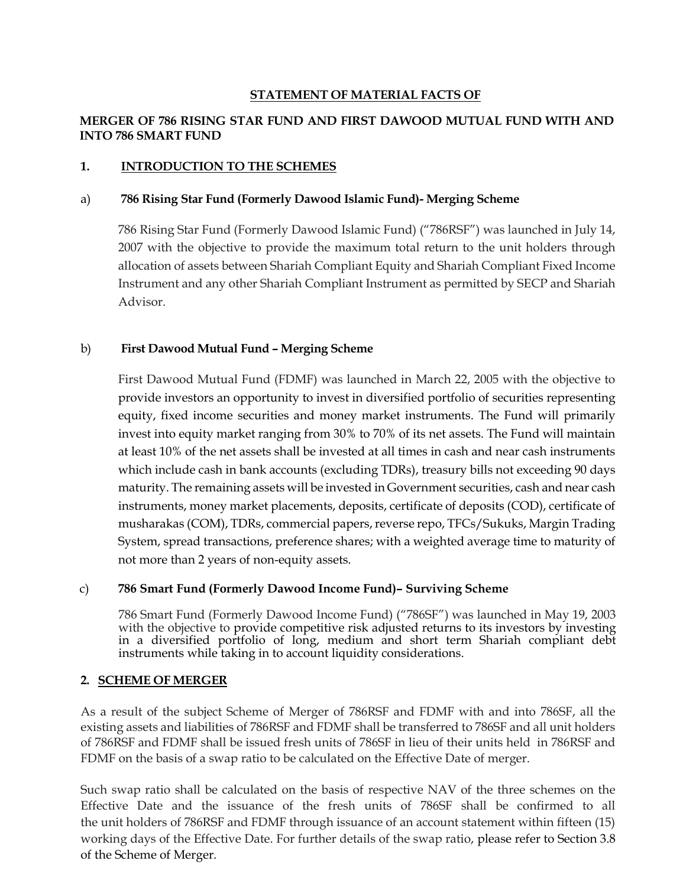**STATEMENT OF MATERIAL FACTS OF**

**MERGER OF 786 RISING STAR FUND AND FIRST DAWOOD MUTUAL FUND WITH AND INTO 786 SMART FUND**

## 1. INTRODUCTION TO THE SCHEMES

### a) 786 Rising Star Fund (Formerly Dawood Islamic Fund)- Merging Scheme

786 Rising Star Fund (Formerly Dawood Islamic Fund) ("786RSF") was launched in July 14, 2007 with the objective to provide the maximum total return to the unit holders through allocation of assets between Shariah Compliant Equity and Shariah Compliant Fixed Income Instrument and any other Shariah Compliant Instrument as permitted by SECP and Shariah Advisor.

### b) First Dawood Mutual Fund – Merging Scheme

First Dawood Mutual Fund (FDMF) was launched in March 22, 2005 with the objective to provide investors an opportunity to invest in diversified portfolio of securities representing equity, fixed income securities and money market instruments. The Fund will primarily invest into equity market ranging from 30% to 70% of its net assets. The Fund will maintain at least 10% of the net assets shall be invested at all times in cash and near cash instruments which include cash in bank accounts (excluding TDRs), treasury bills not exceeding 90 days maturity. The remaining assets will be invested in Government securities, cash and near cash instruments, money market placements, deposits, certificate of deposits (COD), certificate of musharakas (COM), TDRs, commercial papers, reverse repo, TFCs/Sukuks, Margin Trading System, spread transactions, preference shares; with a weighted average time to maturity of not more than 2 years of non-equity assets.

### c) 786 Smart Fund (Formerly Dawood Income Fund)– Surviving Scheme

786 Smart Fund (Formerly Dawood Income Fund) ("786SF") was launched in May 19, 2003 with the objective to provide competitive risk adjusted returns to its investors by investing in a diversified portfolio of long, medium and short term Shariah compliant debt instruments while taking in to account liquidity considerations.

## 2. SCHEME OF MERGER

As a result of the subject Scheme of Merger of 786RSF and FDMF with and into 786SF, all the existing assets and liabilities of 786RSF and FDMF shall be transferred to 786SF and all unit holders of 786RSF and FDMF shall be issued fresh units of 786SF in lieu of their units held in 786RSF and FDMF on the basis of a swap ratio to be calculated on the Effective Date of merger.

Such swap ratio shall be calculated on the basis of respective NAV of the three schemes on the Effective Date and the issuance of the fresh units of 786SF shall be confirmed to all the unit holders of 786RSF and FDMF through issuance of an account statement within fifteen (15) working days of the Effective Date. For further details of the swap ratio, please refer to Section 3.8 of the Scheme of Merger.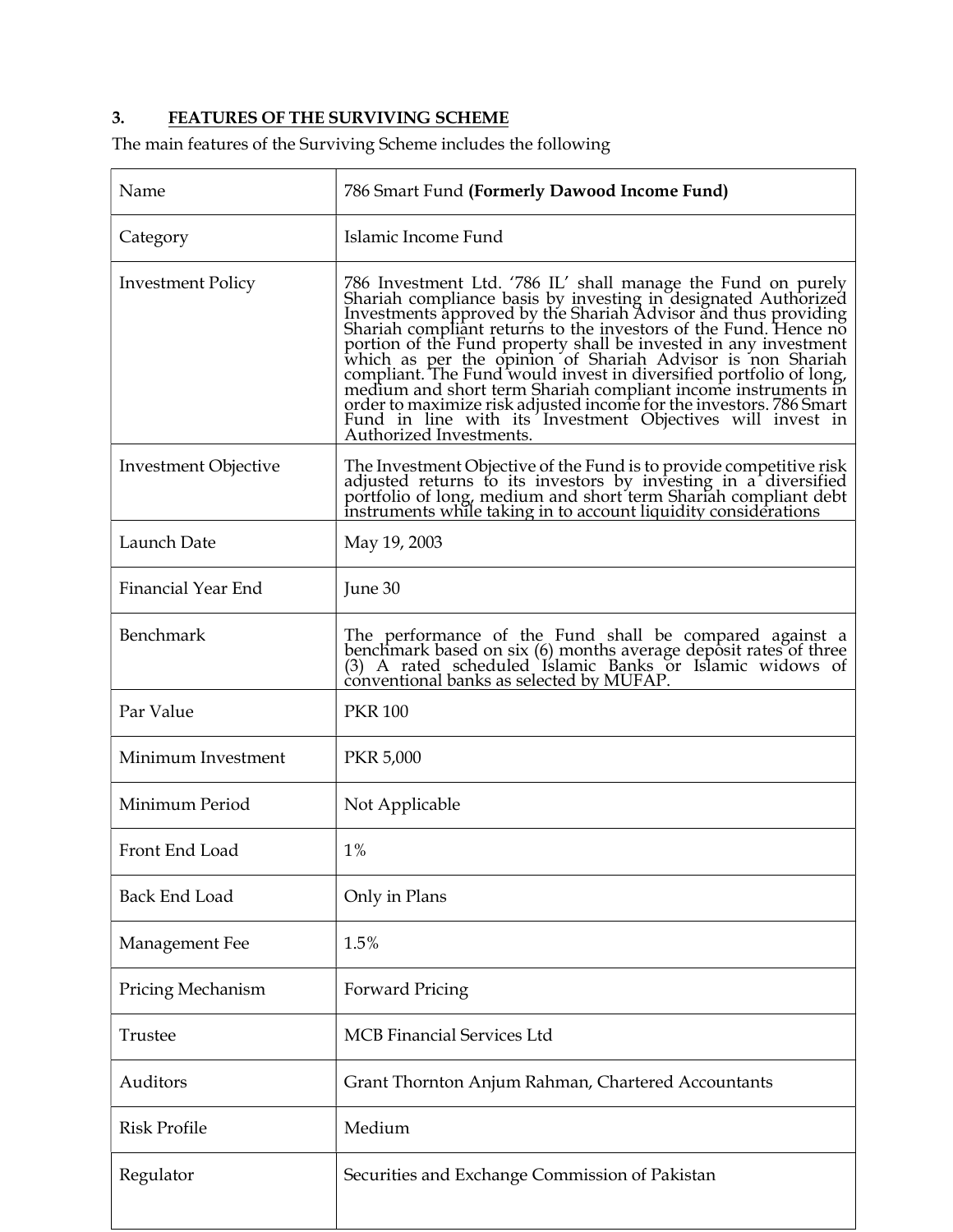### 3. FEATURES OF THE SURVIVING SCHEME

The main features of the Surviving Scheme includes the following

| Name | 786 Smart Fund **(Formerly Dawood Income Fund)** |
|---|---|
| Category | Islamic Income Fund |
| Investment Policy | 786 Investment Ltd. '786 IL' shall manage the Fund on purely Shariah compliance basis by investing in designated Authorized Investments approved by the Shariah Advisor and thus providing Shariah compliant returns to the investors of the Fund. Hence no portion of the Fund property shall be invested in any investment which as per the opinion of Shariah Advisor is non Shariah compliant. The Fund would invest in diversified portfolio of long, medium and short term Shariah compliant income instruments in order to maximize risk adjusted income for the investors. 786 Smart Fund in line with its Investment Objectives will invest in Authorized Investments. |
| Investment Objective | The Investment Objective of the Fund is to provide competitive risk adjusted returns to its investors by investing in a diversified portfolio of long, medium and short term Shariah compliant debt instruments while taking in to account liquidity considerations |
| Launch Date | May 19, 2003 |
| Financial Year End | June 30 |
| Benchmark | The performance of the Fund shall be compared against a benchmark based on six (6) months average deposit rates of three (3) A rated scheduled Islamic Banks or Islamic widows of conventional banks as selected by MUFAP. |
| Par Value | PKR 100 |
| Minimum Investment | PKR 5,000 |
| Minimum Period | Not Applicable |
| Front End Load | 1% |
| Back End Load | Only in Plans |
| Management Fee | 1.5% |
| Pricing Mechanism | Forward Pricing |
| Trustee | MCB Financial Services Ltd |
| Auditors | Grant Thornton Anjum Rahman, Chartered Accountants |
| Risk Profile | Medium |
| Regulator | Securities and Exchange Commission of Pakistan |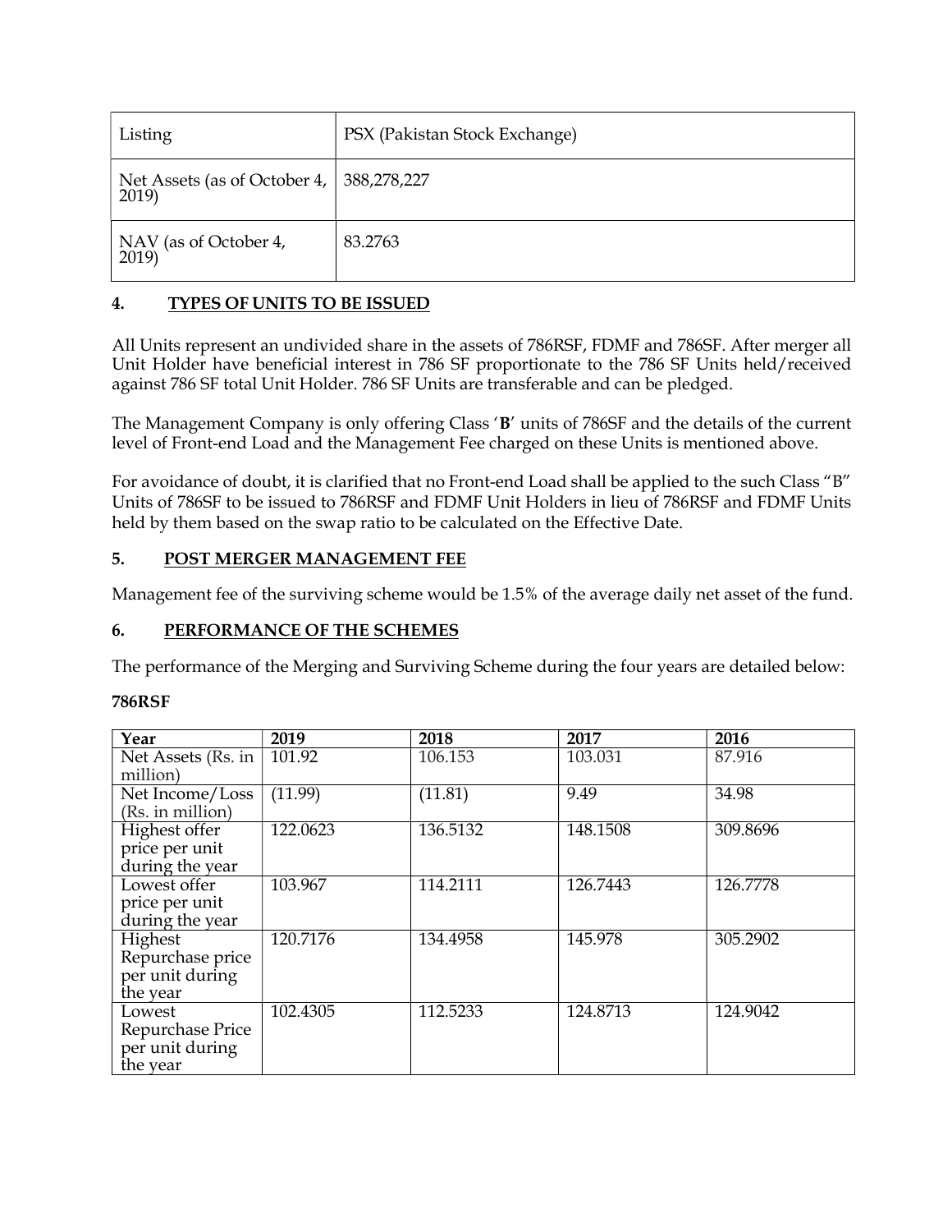| Listing | PSX (Pakistan Stock Exchange) |
|---|---|
| Net Assets (as of October 4, 2019) | 388,278,227 |
| NAV (as of October 4, 2019) | 83.2763 |

## 4. TYPES OF UNITS TO BE ISSUED

All Units represent an undivided share in the assets of 786RSF, FDMF and 786SF. After merger all Unit Holder have beneficial interest in 786 SF proportionate to the 786 SF Units held/received against 786 SF total Unit Holder. 786 SF Units are transferable and can be pledged.

The Management Company is only offering Class '**B**' units of 786SF and the details of the current level of Front-end Load and the Management Fee charged on these Units is mentioned above.

For avoidance of doubt, it is clarified that no Front-end Load shall be applied to the such Class "B" Units of 786SF to be issued to 786RSF and FDMF Unit Holders in lieu of 786RSF and FDMF Units held by them based on the swap ratio to be calculated on the Effective Date.

## 5. POST MERGER MANAGEMENT FEE

Management fee of the surviving scheme would be 1.5% of the average daily net asset of the fund.

## 6. PERFORMANCE OF THE SCHEMES

The performance of the Merging and Surviving Scheme during the four years are detailed below:

**786RSF**

| Year | 2019 | 2018 | 2017 | 2016 |
|---|---|---|---|---|
| Net Assets (Rs. in million) | 101.92 | 106.153 | 103.031 | 87.916 |
| Net Income/Loss (Rs. in million) | (11.99) | (11.81) | 9.49 | 34.98 |
| Highest offer price per unit during the year | 122.0623 | 136.5132 | 148.1508 | 309.8696 |
| Lowest offer price per unit during the year | 103.967 | 114.2111 | 126.7443 | 126.7778 |
| Highest Repurchase price per unit during the year | 120.7176 | 134.4958 | 145.978 | 305.2902 |
| Lowest Repurchase Price per unit during the year | 102.4305 | 112.5233 | 124.8713 | 124.9042 |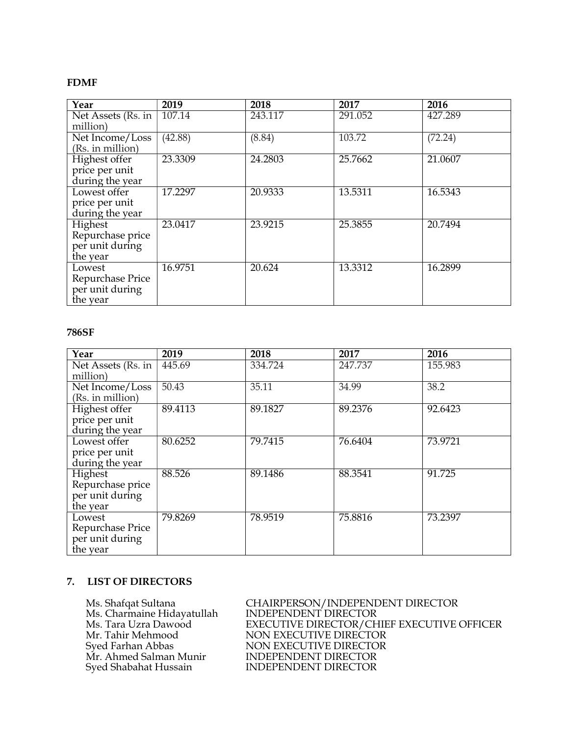**FDMF**

| Year | 2019 | 2018 | 2017 | 2016 |
|---|---|---|---|---|
| Net Assets (Rs. in million) | 107.14 | 243.117 | 291.052 | 427.289 |
| Net Income/Loss (Rs. in million) | (42.88) | (8.84) | 103.72 | (72.24) |
| Highest offer price per unit during the year | 23.3309 | 24.2803 | 25.7662 | 21.0607 |
| Lowest offer price per unit during the year | 17.2297 | 20.9333 | 13.5311 | 16.5343 |
| Highest Repurchase price per unit during the year | 23.0417 | 23.9215 | 25.3855 | 20.7494 |
| Lowest Repurchase Price per unit during the year | 16.9751 | 20.624 | 13.3312 | 16.2899 |

**786SF**

| Year | 2019 | 2018 | 2017 | 2016 |
|---|---|---|---|---|
| Net Assets (Rs. in million) | 445.69 | 334.724 | 247.737 | 155.983 |
| Net Income/Loss (Rs. in million) | 50.43 | 35.11 | 34.99 | 38.2 |
| Highest offer price per unit during the year | 89.4113 | 89.1827 | 89.2376 | 92.6423 |
| Lowest offer price per unit during the year | 80.6252 | 79.7415 | 76.6404 | 73.9721 |
| Highest Repurchase price per unit during the year | 88.526 | 89.1486 | 88.3541 | 91.725 |
| Lowest Repurchase Price per unit during the year | 79.8269 | 78.9519 | 75.8816 | 73.2397 |

## 7. LIST OF DIRECTORS

| | |
|---|---|
| Ms. Shafqat Sultana | CHAIRPERSON/INDEPENDENT DIRECTOR |
| Ms. Charmaine Hidayatullah | INDEPENDENT DIRECTOR |
| Ms. Tara Uzra Dawood | EXECUTIVE DIRECTOR/CHIEF EXECUTIVE OFFICER |
| Mr. Tahir Mehmood | NON EXECUTIVE DIRECTOR |
| Syed Farhan Abbas | NON EXECUTIVE DIRECTOR |
| Mr. Ahmed Salman Munir | INDEPENDENT DIRECTOR |
| Syed Shabahat Hussain | INDEPENDENT DIRECTOR |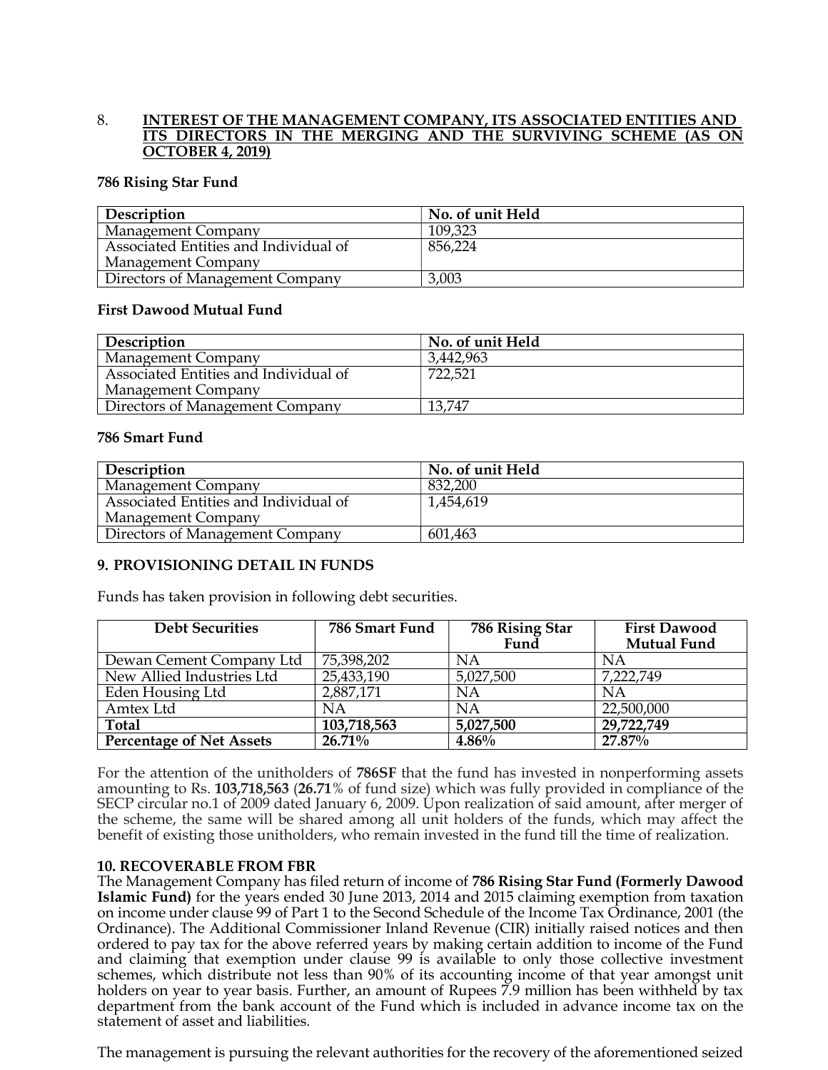## 8. INTEREST OF THE MANAGEMENT COMPANY, ITS ASSOCIATED ENTITIES AND ITS DIRECTORS IN THE MERGING AND THE SURVIVING SCHEME (AS ON OCTOBER 4, 2019)

**786 Rising Star Fund**

| Description | No. of unit Held |
|---|---|
| Management Company | 109,323 |
| Associated Entities and Individual of Management Company | 856,224 |
| Directors of Management Company | 3,003 |

**First Dawood Mutual Fund**

| Description | No. of unit Held |
|---|---|
| Management Company | 3,442,963 |
| Associated Entities and Individual of Management Company | 722,521 |
| Directors of Management Company | 13,747 |

**786 Smart Fund**

| Description | No. of unit Held |
|---|---|
| Management Company | 832,200 |
| Associated Entities and Individual of Management Company | 1,454,619 |
| Directors of Management Company | 601,463 |

## 9. PROVISIONING DETAIL IN FUNDS

Funds has taken provision in following debt securities.

| Debt Securities | 786 Smart Fund | 786 Rising Star Fund | First Dawood Mutual Fund |
|---|---|---|---|
| Dewan Cement Company Ltd | 75,398,202 | NA | NA |
| New Allied Industries Ltd | 25,433,190 | 5,027,500 | 7,222,749 |
| Eden Housing Ltd | 2,887,171 | NA | NA |
| Amtex Ltd | NA | NA | 22,500,000 |
| **Total** | **103,718,563** | **5,027,500** | **29,722,749** |
| **Percentage of Net Assets** | **26.71%** | **4.86%** | **27.87%** |

For the attention of the unitholders of **786SF** that the fund has invested in nonperforming assets amounting to Rs. **103,718,563** (**26.71**% of fund size) which was fully provided in compliance of the SECP circular no.1 of 2009 dated January 6, 2009. Upon realization of said amount, after merger of the scheme, the same will be shared among all unit holders of the funds, which may affect the benefit of existing those unitholders, who remain invested in the fund till the time of realization.

## 10. RECOVERABLE FROM FBR

The Management Company has filed return of income of **786 Rising Star Fund (Formerly Dawood Islamic Fund)** for the years ended 30 June 2013, 2014 and 2015 claiming exemption from taxation on income under clause 99 of Part 1 to the Second Schedule of the Income Tax Ordinance, 2001 (the Ordinance). The Additional Commissioner Inland Revenue (CIR) initially raised notices and then ordered to pay tax for the above referred years by making certain addition to income of the Fund and claiming that exemption under clause 99 is available to only those collective investment schemes, which distribute not less than 90% of its accounting income of that year amongst unit holders on year to year basis. Further, an amount of Rupees 7.9 million has been withheld by tax department from the bank account of the Fund which is included in advance income tax on the statement of asset and liabilities.

The management is pursuing the relevant authorities for the recovery of the aforementioned seized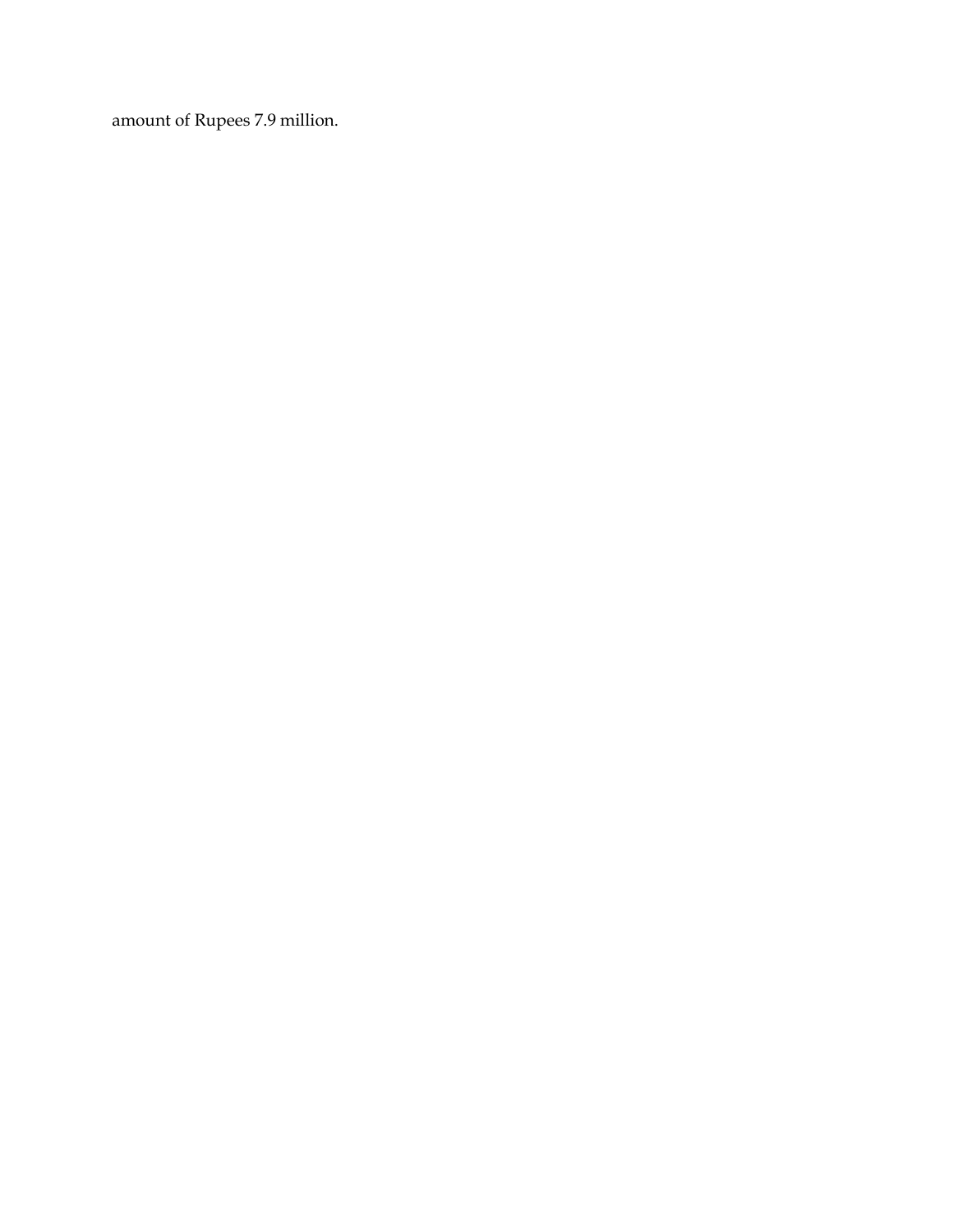amount of Rupees 7.9 million.